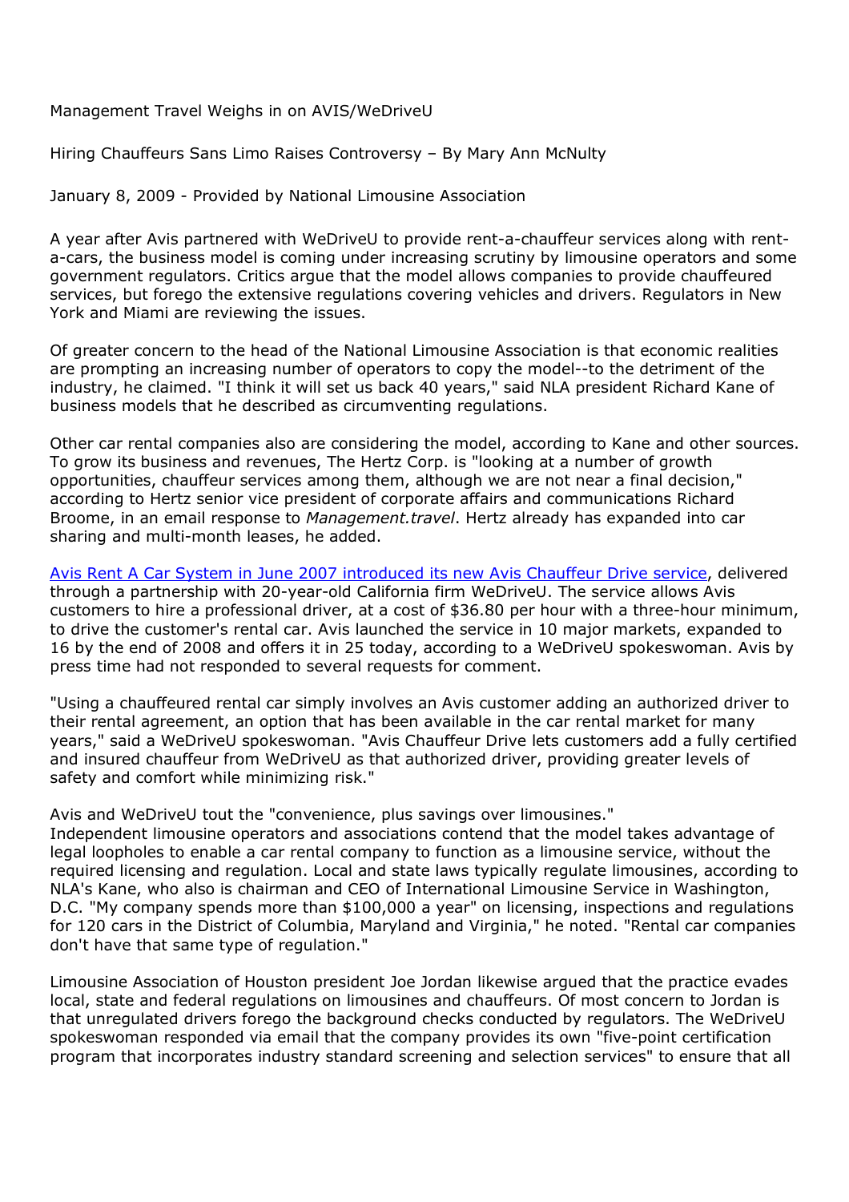# Management Travel Weighs in on AVIS/WeDriveU

## Hiring Chauffeurs Sans Limo Raises Controversy – By Mary Ann McNulty

January 8, 2009 - Provided by National Limousine Association

A year after Avis partnered with WeDriveU to provide rent-a-chauffeur services along with rent-a-cars, the business model is coming under increasing scrutiny by limousine operators and some government regulators. Critics argue that the model allows companies to provide chauffeured services, but forego the extensive regulations covering vehicles and drivers. Regulators in New York and Miami are reviewing the issues.

Of greater concern to the head of the National Limousine Association is that economic realities are prompting an increasing number of operators to copy the model--to the detriment of the industry, he claimed. "I think it will set us back 40 years," said NLA president Richard Kane of business models that he described as circumventing regulations.

Other car rental companies also are considering the model, according to Kane and other sources. To grow its business and revenues, The Hertz Corp. is "looking at a number of growth opportunities, chauffeur services among them, although we are not near a final decision," according to Hertz senior vice president of corporate affairs and communications Richard Broome, in an email response to *Management.travel*. Hertz already has expanded into car sharing and multi-month leases, he added.

Avis Rent A Car System in June 2007 introduced its new Avis Chauffeur Drive service, delivered through a partnership with 20-year-old California firm WeDriveU. The service allows Avis customers to hire a professional driver, at a cost of $36.80 per hour with a three-hour minimum, to drive the customer's rental car. Avis launched the service in 10 major markets, expanded to 16 by the end of 2008 and offers it in 25 today, according to a WeDriveU spokeswoman. Avis by press time had not responded to several requests for comment.

"Using a chauffeured rental car simply involves an Avis customer adding an authorized driver to their rental agreement, an option that has been available in the car rental market for many years," said a WeDriveU spokeswoman. "Avis Chauffeur Drive lets customers add a fully certified and insured chauffeur from WeDriveU as that authorized driver, providing greater levels of safety and comfort while minimizing risk."

Avis and WeDriveU tout the "convenience, plus savings over limousines."
Independent limousine operators and associations contend that the model takes advantage of legal loopholes to enable a car rental company to function as a limousine service, without the required licensing and regulation. Local and state laws typically regulate limousines, according to NLA's Kane, who also is chairman and CEO of International Limousine Service in Washington, D.C. "My company spends more than $100,000 a year" on licensing, inspections and regulations for 120 cars in the District of Columbia, Maryland and Virginia," he noted. "Rental car companies don't have that same type of regulation."

Limousine Association of Houston president Joe Jordan likewise argued that the practice evades local, state and federal regulations on limousines and chauffeurs. Of most concern to Jordan is that unregulated drivers forego the background checks conducted by regulators. The WeDriveU spokeswoman responded via email that the company provides its own "five-point certification program that incorporates industry standard screening and selection services" to ensure that all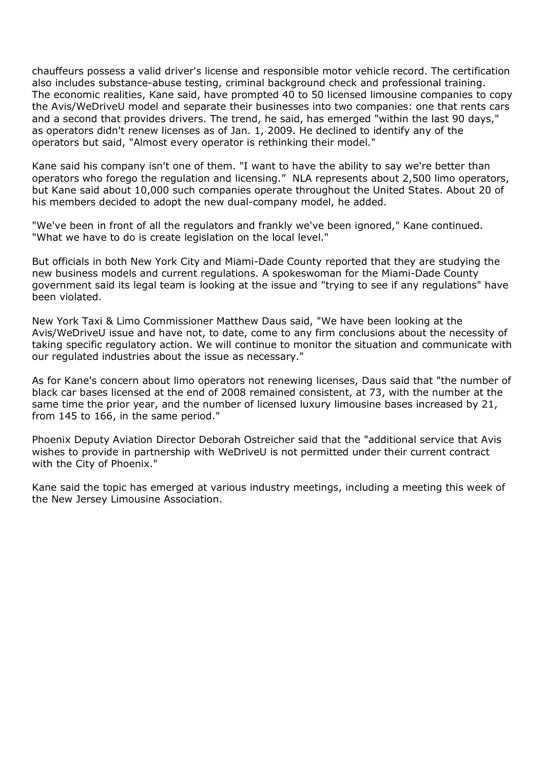chauffeurs possess a valid driver's license and responsible motor vehicle record. The certification also includes substance-abuse testing, criminal background check and professional training. The economic realities, Kane said, have prompted 40 to 50 licensed limousine companies to copy the Avis/WeDriveU model and separate their businesses into two companies: one that rents cars and a second that provides drivers. The trend, he said, has emerged "within the last 90 days," as operators didn't renew licenses as of Jan. 1, 2009. He declined to identify any of the operators but said, "Almost every operator is rethinking their model."

Kane said his company isn't one of them. "I want to have the ability to say we're better than operators who forego the regulation and licensing." NLA represents about 2,500 limo operators, but Kane said about 10,000 such companies operate throughout the United States. About 20 of his members decided to adopt the new dual-company model, he added.

"We've been in front of all the regulators and frankly we've been ignored," Kane continued. "What we have to do is create legislation on the local level."

But officials in both New York City and Miami-Dade County reported that they are studying the new business models and current regulations. A spokeswoman for the Miami-Dade County government said its legal team is looking at the issue and "trying to see if any regulations" have been violated.

New York Taxi & Limo Commissioner Matthew Daus said, "We have been looking at the Avis/WeDriveU issue and have not, to date, come to any firm conclusions about the necessity of taking specific regulatory action. We will continue to monitor the situation and communicate with our regulated industries about the issue as necessary."

As for Kane's concern about limo operators not renewing licenses, Daus said that "the number of black car bases licensed at the end of 2008 remained consistent, at 73, with the number at the same time the prior year, and the number of licensed luxury limousine bases increased by 21, from 145 to 166, in the same period."

Phoenix Deputy Aviation Director Deborah Ostreicher said that the "additional service that Avis wishes to provide in partnership with WeDriveU is not permitted under their current contract with the City of Phoenix."

Kane said the topic has emerged at various industry meetings, including a meeting this week of the New Jersey Limousine Association.